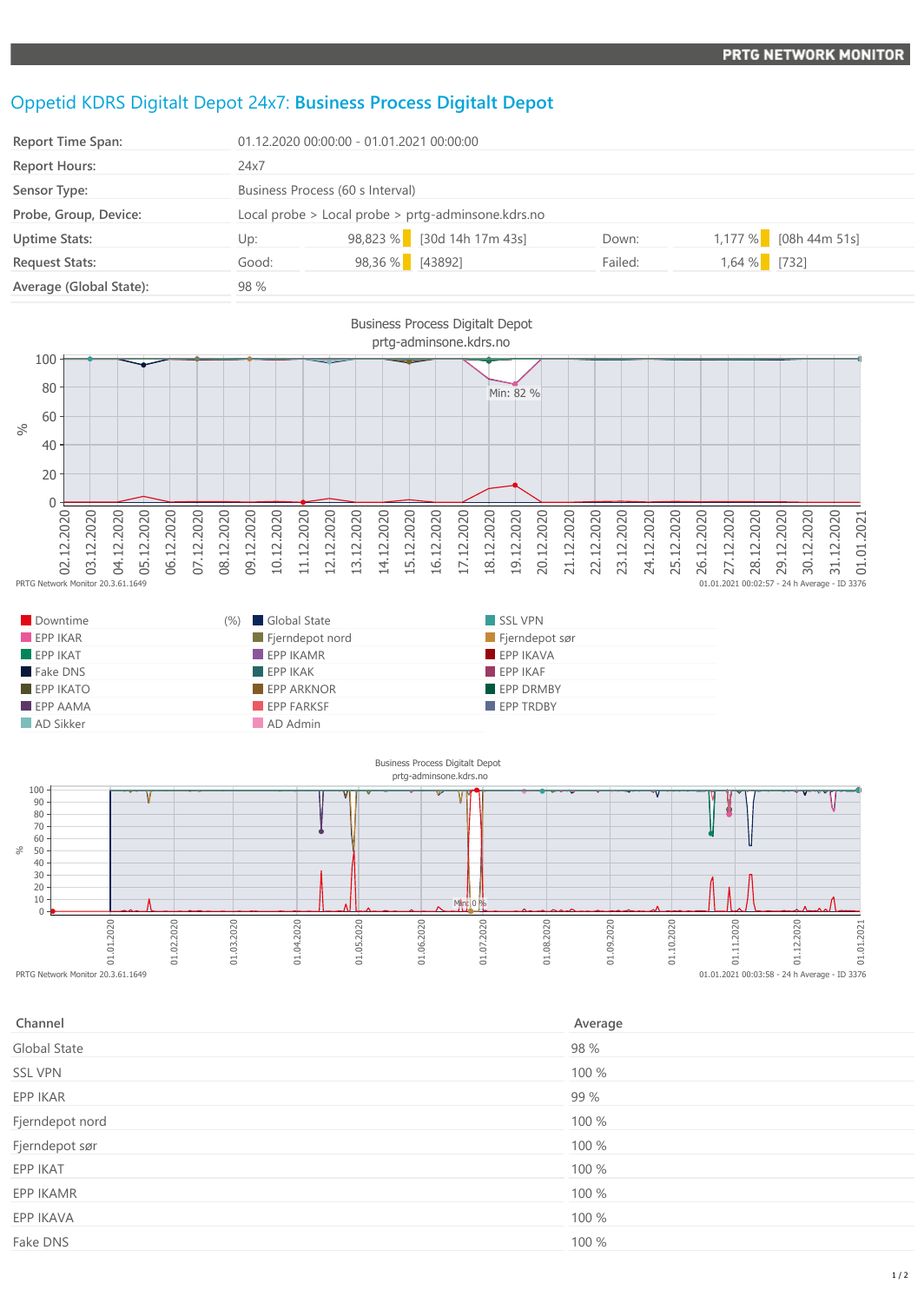# Oppetid KDRS Digitalt Depot 24x7: **Business Process Digitalt Depot**

| | | | | | | |
|---|---|---|---|---|---|---|
| **Report Time Span:** | 01.12.2020 00:00:00 - 01.01.2021 00:00:00 | | | | | |
| **Report Hours:** | 24x7 | | | | | |
| **Sensor Type:** | Business Process (60 s Interval) | | | | | |
| **Probe, Group, Device:** | Local probe > Local probe > prtg-adminsone.kdrs.no | | | | | |
| **Uptime Stats:** | Up: | 98,823 % | [30d 14h 17m 43s] | Down: | 1,177 % | [08h 44m 51s] |
| **Request Stats:** | Good: | 98,36 % | [43892] | Failed: | 1,64 % | [732] |
| **Average (Global State):** | 98 % | | | | | |

Business Process Digitalt Depot
prtg-adminsone.kdrs.no

PRTG Network Monitor 20.3.61.1649 — 01.01.2021 00:02:57 - 24 h Average - ID 3376

| | | |
|---|---|---|
| Downtime (%) | Global State | SSL VPN |
| EPP IKAR | Fjerndepot nord | Fjerndepot sør |
| EPP IKAT | EPP IKAMR | EPP IKAVA |
| Fake DNS | EPP IKAK | EPP IKAF |
| EPP IKATO | EPP ARKNOR | EPP DRMBY |
| EPP AAMA | EPP FARKSF | EPP TRDBY |
| AD Sikker | AD Admin | |

Business Process Digitalt Depot
prtg-adminsone.kdrs.no

PRTG Network Monitor 20.3.61.1649 — 01.01.2021 00:03:58 - 24 h Average - ID 3376

| Channel | Average |
|---|---|
| Global State | 98 % |
| SSL VPN | 100 % |
| EPP IKAR | 99 % |
| Fjerndepot nord | 100 % |
| Fjerndepot sør | 100 % |
| EPP IKAT | 100 % |
| EPP IKAMR | 100 % |
| EPP IKAVA | 100 % |
| Fake DNS | 100 % |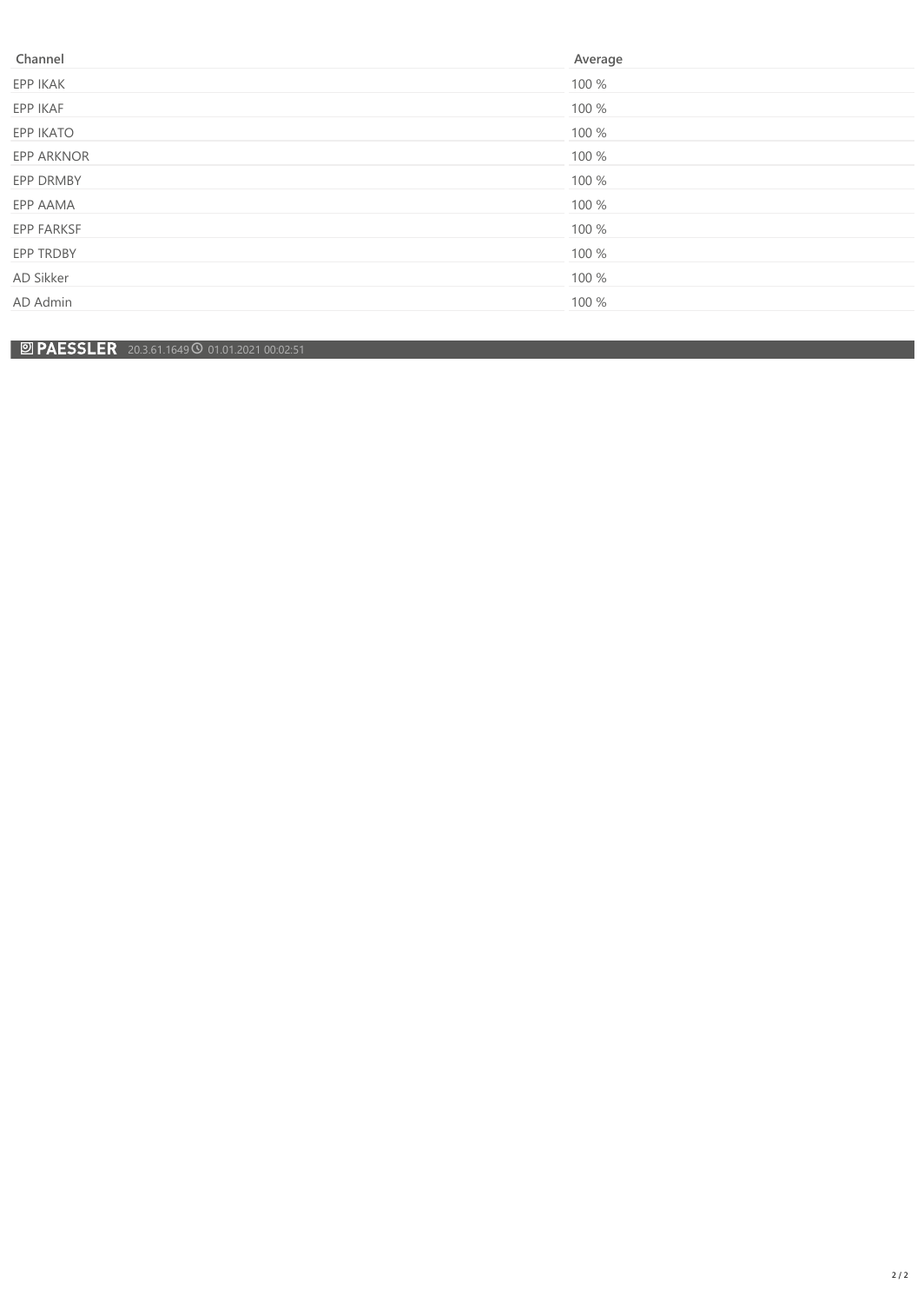| Channel | Average |
|---|---|
| EPP IKAK | 100 % |
| EPP IKAF | 100 % |
| EPP IKATO | 100 % |
| EPP ARKNOR | 100 % |
| EPP DRMBY | 100 % |
| EPP AAMA | 100 % |
| EPP FARKSF | 100 % |
| EPP TRDBY | 100 % |
| AD Sikker | 100 % |
| AD Admin | 100 % |

PAESSLER 20.3.61.1649 01.01.2021 00:02:51